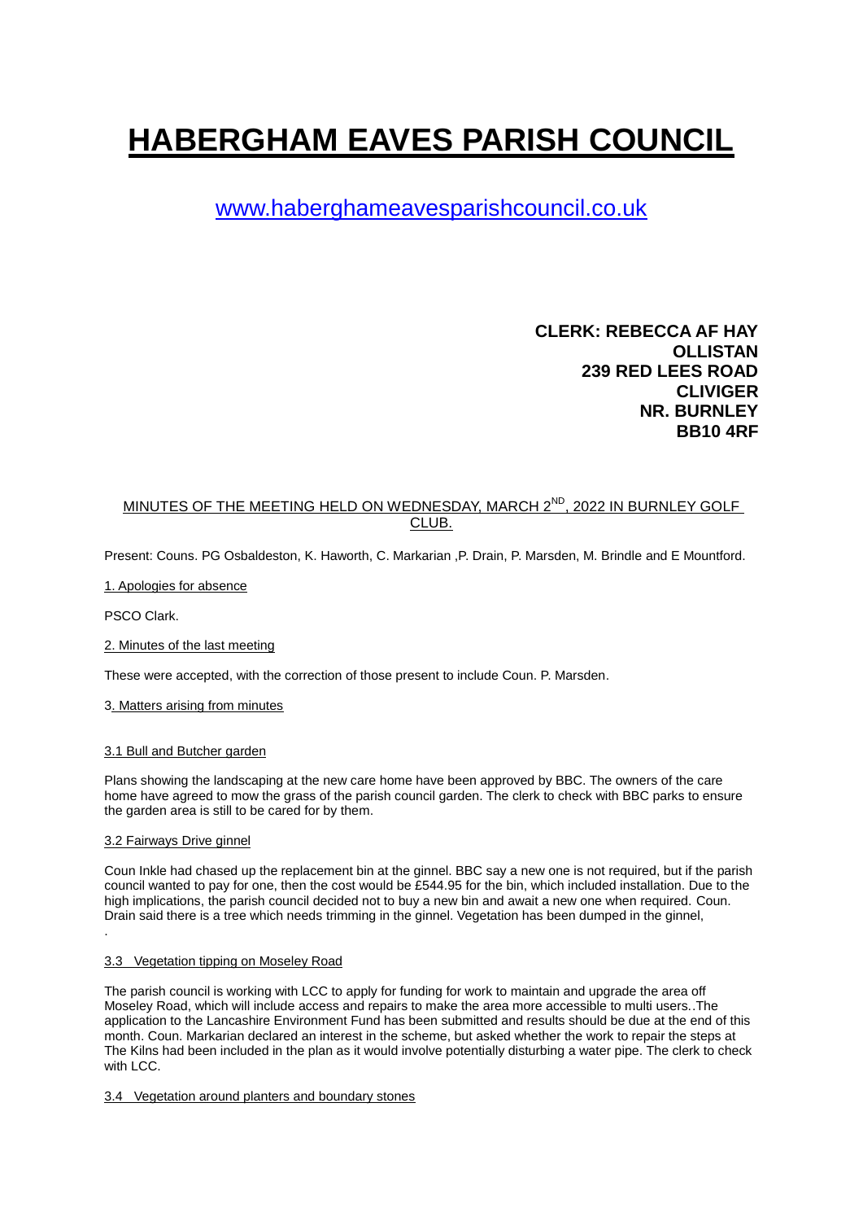# HABERGHAM EAVES PARISH COUNCIL

www.haberghameavesparishcouncil.co.uk

**CLERK: REBECCA AF HAY**
**OLLISTAN**
**239 RED LEES ROAD**
**CLIVIGER**
**NR. BURNLEY**
**BB10 4RF**

MINUTES OF THE MEETING HELD ON WEDNESDAY, MARCH 2ND, 2022 IN BURNLEY GOLF CLUB.

Present: Couns. PG Osbaldeston, K. Haworth, C. Markarian ,P. Drain, P. Marsden, M. Brindle and E Mountford.

1. Apologies for absence

PSCO Clark.

2. Minutes of the last meeting

These were accepted, with the correction of those present to include Coun. P. Marsden.

3. Matters arising from minutes

3.1 Bull and Butcher garden

Plans showing the landscaping at the new care home have been approved by BBC. The owners of the care home have agreed to mow the grass of the parish council garden. The clerk to check with BBC parks to ensure the garden area is still to be cared for by them.

3.2 Fairways Drive ginnel

Coun Inkle had chased up the replacement bin at the ginnel. BBC say a new one is not required, but if the parish council wanted to pay for one, then the cost would be £544.95 for the bin, which included installation. Due to the high implications, the parish council decided not to buy a new bin and await a new one when required. Coun. Drain said there is a tree which needs trimming in the ginnel. Vegetation has been dumped in the ginnel,

.

3.3 Vegetation tipping on Moseley Road

The parish council is working with LCC to apply for funding for work to maintain and upgrade the area off Moseley Road, which will include access and repairs to make the area more accessible to multi users..The application to the Lancashire Environment Fund has been submitted and results should be due at the end of this month. Coun. Markarian declared an interest in the scheme, but asked whether the work to repair the steps at The Kilns had been included in the plan as it would involve potentially disturbing a water pipe. The clerk to check with LCC.

3.4 Vegetation around planters and boundary stones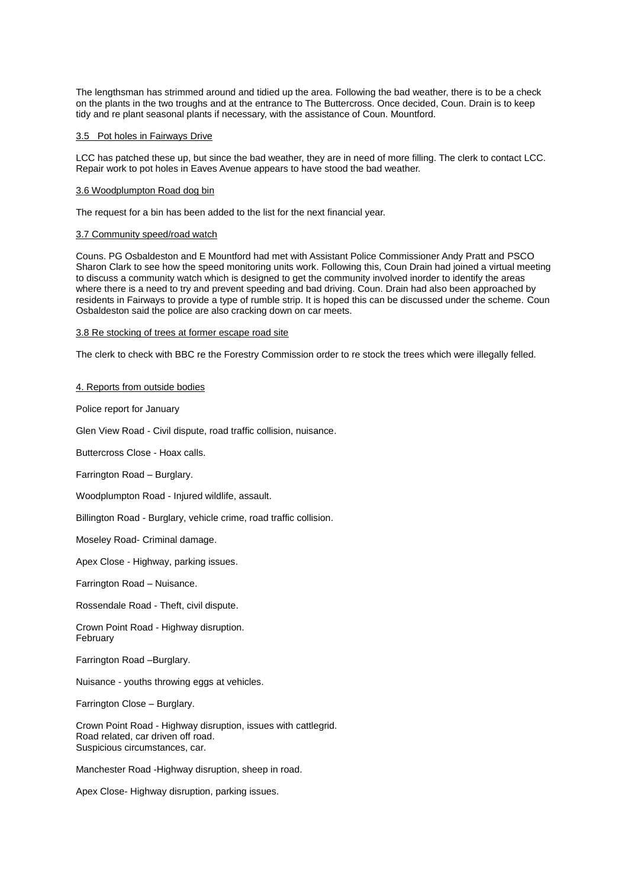The lengthsman has strimmed around and tidied up the area. Following the bad weather, there is to be a check on the plants in the two troughs and at the entrance to The Buttercross. Once decided, Coun. Drain is to keep tidy and re plant seasonal plants if necessary, with the assistance of Coun. Mountford.

3.5 Pot holes in Fairways Drive

LCC has patched these up, but since the bad weather, they are in need of more filling. The clerk to contact LCC. Repair work to pot holes in Eaves Avenue appears to have stood the bad weather.

3.6 Woodplumpton Road dog bin

The request for a bin has been added to the list for the next financial year.

3.7 Community speed/road watch

Couns. PG Osbaldeston and E Mountford had met with Assistant Police Commissioner Andy Pratt and PSCO Sharon Clark to see how the speed monitoring units work. Following this, Coun Drain had joined a virtual meeting to discuss a community watch which is designed to get the community involved inorder to identify the areas where there is a need to try and prevent speeding and bad driving. Coun. Drain had also been approached by residents in Fairways to provide a type of rumble strip. It is hoped this can be discussed under the scheme. Coun Osbaldeston said the police are also cracking down on car meets.

3.8 Re stocking of trees at former escape road site

The clerk to check with BBC re the Forestry Commission order to re stock the trees which were illegally felled.

4. Reports from outside bodies

Police report for January

Glen View Road - Civil dispute, road traffic collision, nuisance.

Buttercross Close - Hoax calls.

Farrington Road – Burglary.

Woodplumpton Road - Injured wildlife, assault.

Billington Road - Burglary, vehicle crime, road traffic collision.

Moseley Road- Criminal damage.

Apex Close - Highway, parking issues.

Farrington Road – Nuisance.

Rossendale Road - Theft, civil dispute.

Crown Point Road - Highway disruption.
February

Farrington Road –Burglary.

Nuisance - youths throwing eggs at vehicles.

Farrington Close – Burglary.

Crown Point Road - Highway disruption, issues with cattlegrid.
Road related, car driven off road.
Suspicious circumstances, car.

Manchester Road -Highway disruption, sheep in road.

Apex Close- Highway disruption, parking issues.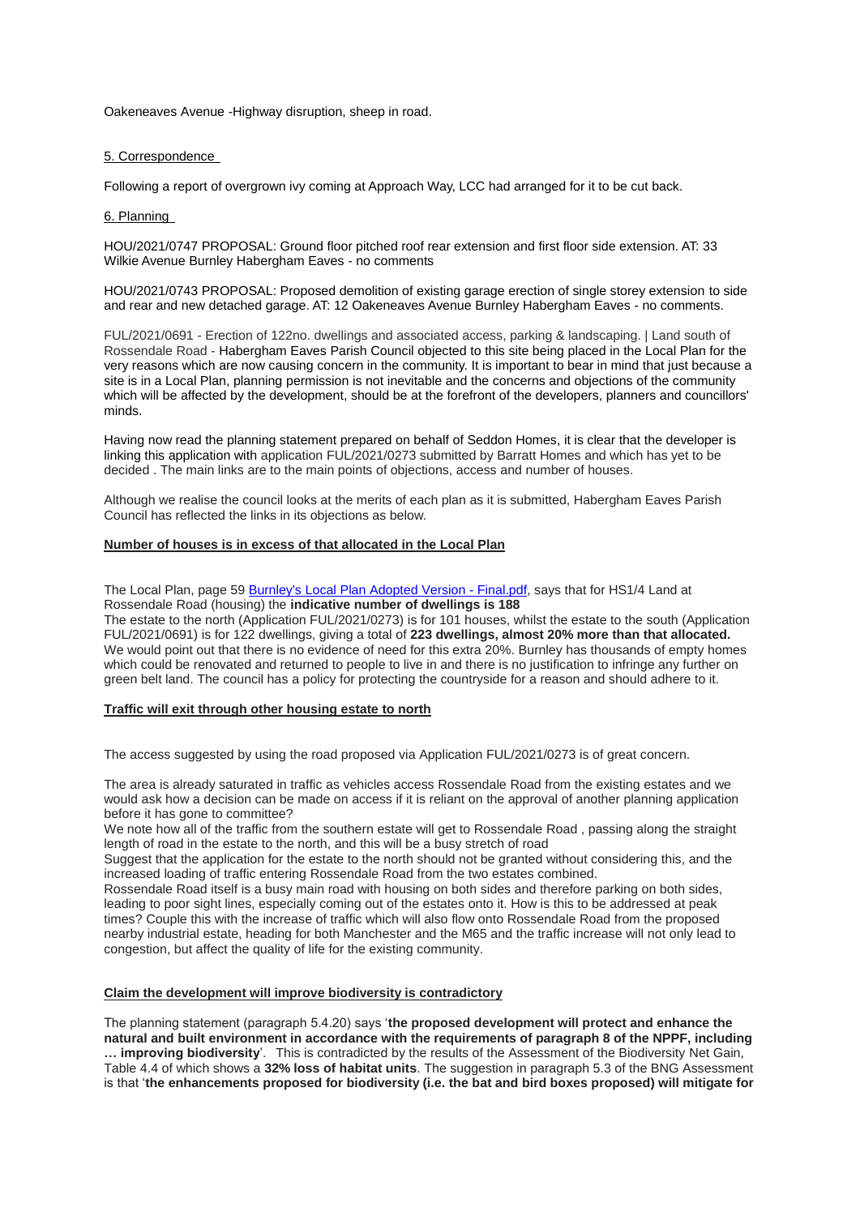Oakeneaves Avenue -Highway disruption, sheep in road.

5. Correspondence

Following a report of overgrown ivy coming at Approach Way, LCC had arranged for it to be cut back.

6. Planning

HOU/2021/0747 PROPOSAL: Ground floor pitched roof rear extension and first floor side extension. AT: 33 Wilkie Avenue Burnley Habergham Eaves - no comments

HOU/2021/0743 PROPOSAL: Proposed demolition of existing garage erection of single storey extension to side and rear and new detached garage. AT: 12 Oakeneaves Avenue Burnley Habergham Eaves - no comments.

FUL/2021/0691 - Erection of 122no. dwellings and associated access, parking & landscaping. | Land south of Rossendale Road - Habergham Eaves Parish Council objected to this site being placed in the Local Plan for the very reasons which are now causing concern in the community. It is important to bear in mind that just because a site is in a Local Plan, planning permission is not inevitable and the concerns and objections of the community which will be affected by the development, should be at the forefront of the developers, planners and councillors' minds.

Having now read the planning statement prepared on behalf of Seddon Homes, it is clear that the developer is linking this application with application FUL/2021/0273 submitted by Barratt Homes and which has yet to be decided . The main links are to the main points of objections, access and number of houses.

Although we realise the council looks at the merits of each plan as it is submitted, Habergham Eaves Parish Council has reflected the links in its objections as below.

**Number of houses is in excess of that allocated in the Local Plan**

The Local Plan, page 59 [Burnley's Local Plan Adopted Version - Final.pdf](Burnley's Local Plan Adopted Version - Final.pdf), says that for HS1/4 Land at Rossendale Road (housing) the **indicative number of dwellings is 188**
The estate to the north (Application FUL/2021/0273) is for 101 houses, whilst the estate to the south (Application FUL/2021/0691) is for 122 dwellings, giving a total of **223 dwellings, almost 20% more than that allocated.** We would point out that there is no evidence of need for this extra 20%. Burnley has thousands of empty homes which could be renovated and returned to people to live in and there is no justification to infringe any further on green belt land. The council has a policy for protecting the countryside for a reason and should adhere to it.

**Traffic will exit through other housing estate to north**

The access suggested by using the road proposed via Application FUL/2021/0273 is of great concern.

The area is already saturated in traffic as vehicles access Rossendale Road from the existing estates and we would ask how a decision can be made on access if it is reliant on the approval of another planning application before it has gone to committee?
We note how all of the traffic from the southern estate will get to Rossendale Road , passing along the straight length of road in the estate to the north, and this will be a busy stretch of road
Suggest that the application for the estate to the north should not be granted without considering this, and the increased loading of traffic entering Rossendale Road from the two estates combined.
Rossendale Road itself is a busy main road with housing on both sides and therefore parking on both sides, leading to poor sight lines, especially coming out of the estates onto it. How is this to be addressed at peak times? Couple this with the increase of traffic which will also flow onto Rossendale Road from the proposed nearby industrial estate, heading for both Manchester and the M65 and the traffic increase will not only lead to congestion, but affect the quality of life for the existing community.

**Claim the development will improve biodiversity is contradictory**

The planning statement (paragraph 5.4.20) says '**the proposed development will protect and enhance the natural and built environment in accordance with the requirements of paragraph 8 of the NPPF, including … improving biodiversity**'. This is contradicted by the results of the Assessment of the Biodiversity Net Gain, Table 4.4 of which shows a **32% loss of habitat units**. The suggestion in paragraph 5.3 of the BNG Assessment is that '**the enhancements proposed for biodiversity (i.e. the bat and bird boxes proposed) will mitigate for**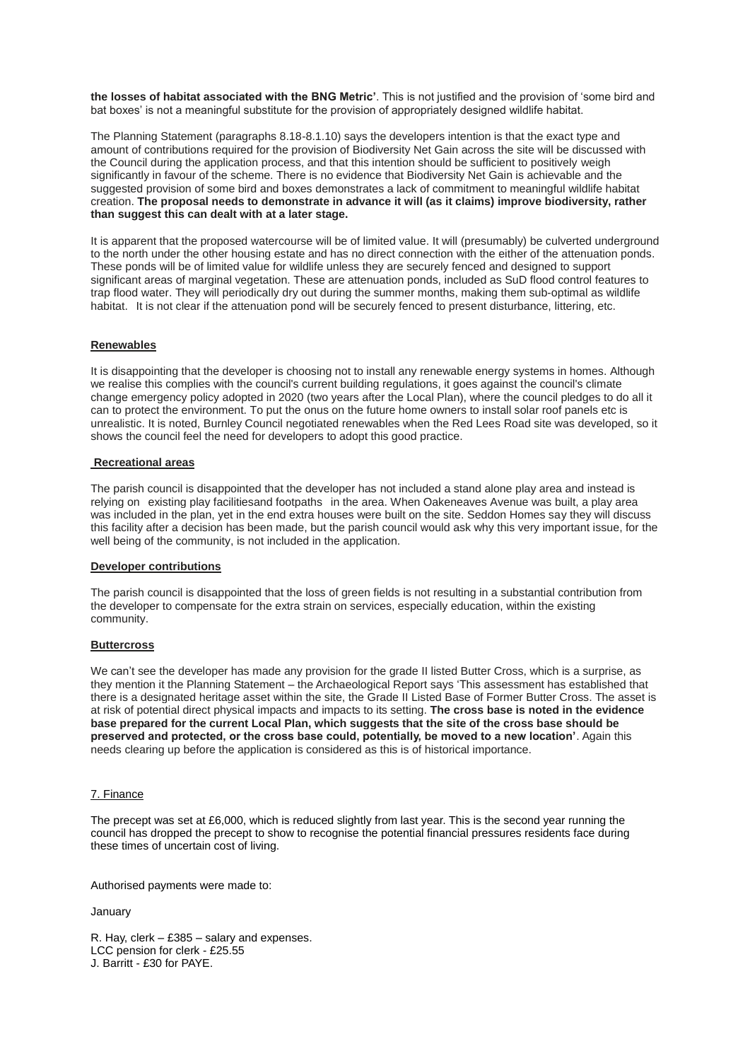**the losses of habitat associated with the BNG Metric'**. This is not justified and the provision of 'some bird and bat boxes' is not a meaningful substitute for the provision of appropriately designed wildlife habitat.

The Planning Statement (paragraphs 8.18-8.1.10) says the developers intention is that the exact type and amount of contributions required for the provision of Biodiversity Net Gain across the site will be discussed with the Council during the application process, and that this intention should be sufficient to positively weigh significantly in favour of the scheme. There is no evidence that Biodiversity Net Gain is achievable and the suggested provision of some bird and boxes demonstrates a lack of commitment to meaningful wildlife habitat creation. **The proposal needs to demonstrate in advance it will (as it claims) improve biodiversity, rather than suggest this can dealt with at a later stage.**

It is apparent that the proposed watercourse will be of limited value. It will (presumably) be culverted underground to the north under the other housing estate and has no direct connection with the either of the attenuation ponds. These ponds will be of limited value for wildlife unless they are securely fenced and designed to support significant areas of marginal vegetation. These are attenuation ponds, included as SuD flood control features to trap flood water. They will periodically dry out during the summer months, making them sub-optimal as wildlife habitat. It is not clear if the attenuation pond will be securely fenced to present disturbance, littering, etc.

**Renewables**

It is disappointing that the developer is choosing not to install any renewable energy systems in homes. Although we realise this complies with the council's current building regulations, it goes against the council's climate change emergency policy adopted in 2020 (two years after the Local Plan), where the council pledges to do all it can to protect the environment. To put the onus on the future home owners to install solar roof panels etc is unrealistic. It is noted, Burnley Council negotiated renewables when the Red Lees Road site was developed, so it shows the council feel the need for developers to adopt this good practice.

**Recreational areas**

The parish council is disappointed that the developer has not included a stand alone play area and instead is relying on existing play facilitiesand footpaths in the area. When Oakeneaves Avenue was built, a play area was included in the plan, yet in the end extra houses were built on the site. Seddon Homes say they will discuss this facility after a decision has been made, but the parish council would ask why this very important issue, for the well being of the community, is not included in the application.

**Developer contributions**

The parish council is disappointed that the loss of green fields is not resulting in a substantial contribution from the developer to compensate for the extra strain on services, especially education, within the existing community.

**Buttercross**

We can't see the developer has made any provision for the grade II listed Butter Cross, which is a surprise, as they mention it the Planning Statement – the Archaeological Report says 'This assessment has established that there is a designated heritage asset within the site, the Grade II Listed Base of Former Butter Cross. The asset is at risk of potential direct physical impacts and impacts to its setting. **The cross base is noted in the evidence base prepared for the current Local Plan, which suggests that the site of the cross base should be preserved and protected, or the cross base could, potentially, be moved to a new location'**. Again this needs clearing up before the application is considered as this is of historical importance.

7. Finance

The precept was set at £6,000, which is reduced slightly from last year. This is the second year running the council has dropped the precept to show to recognise the potential financial pressures residents face during these times of uncertain cost of living.

Authorised payments were made to:

January

R. Hay, clerk – £385 – salary and expenses.
LCC pension for clerk - £25.55
J. Barritt - £30 for PAYE.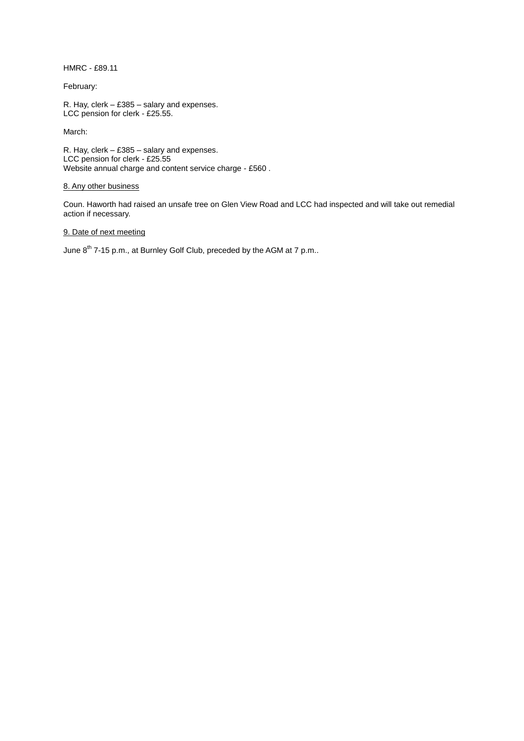HMRC - £89.11

February:

R. Hay, clerk – £385 – salary and expenses.
LCC pension for clerk - £25.55.

March:

R. Hay, clerk – £385 – salary and expenses.
LCC pension for clerk - £25.55
Website annual charge and content service charge - £560 .

<u>8. Any other business</u>

Coun. Haworth had raised an unsafe tree on Glen View Road and LCC had inspected and will take out remedial action if necessary.

<u>9. Date of next meeting</u>

June 8th 7-15 p.m., at Burnley Golf Club, preceded by the AGM at 7 p.m..